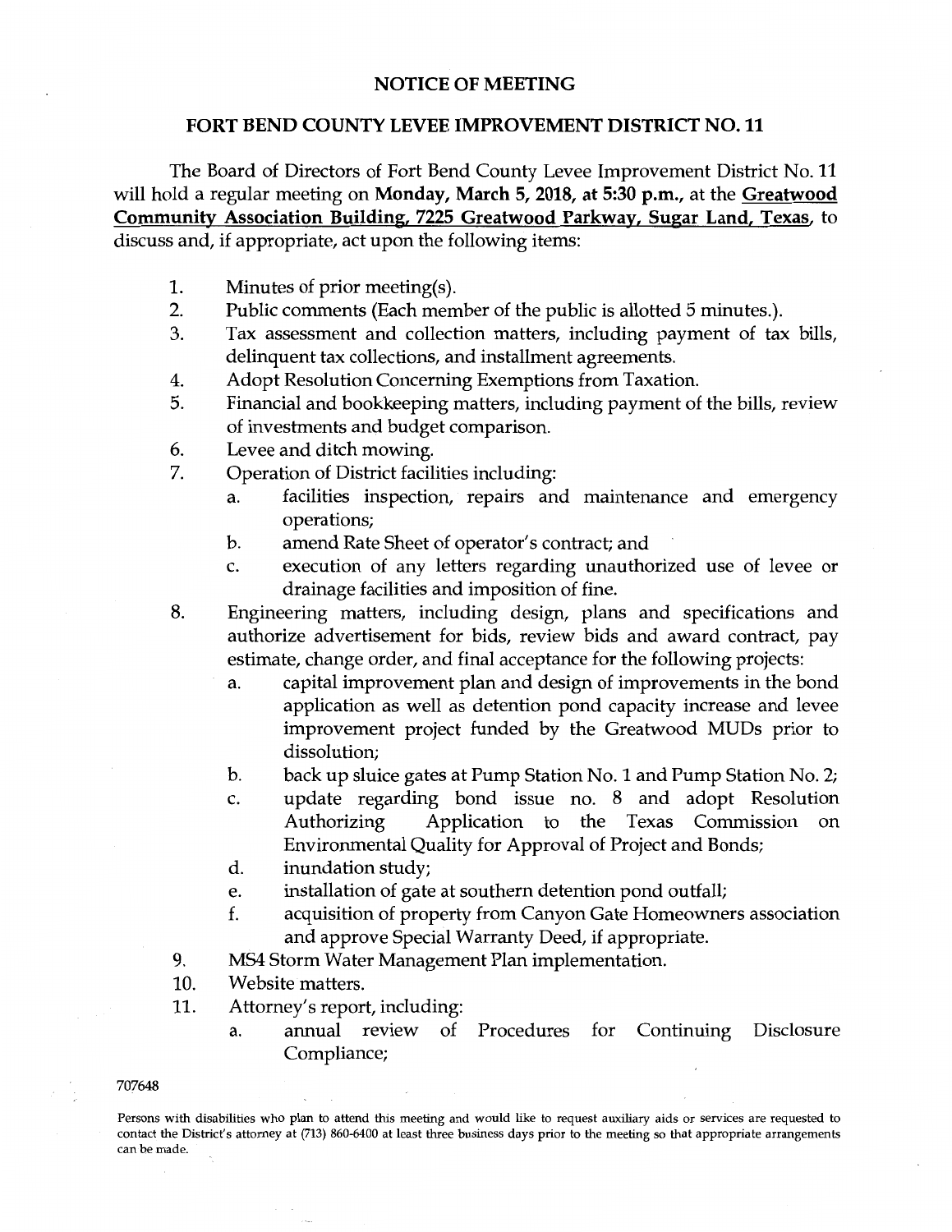# NOTICE OF MEETING

## FORT BEND COUNTY LEVEE IMPROVEMENT DISTRICT NO. 11

The Board of Directors of Fort Bend County Levee Improvement District No. 11 will hold a regular meeting on **Monday, March 5, 2018, at 5:30 p.m.**, at the **Greatwood Community Association Building, 7225 Greatwood Parkway, Sugar Land, Texas**, to discuss and, if appropriate, act upon the following items:

1. Minutes of prior meeting(s).
2. Public comments (Each member of the public is allotted 5 minutes.).
3. Tax assessment and collection matters, including payment of tax bills, delinquent tax collections, and installment agreements.
4. Adopt Resolution Concerning Exemptions from Taxation.
5. Financial and bookkeeping matters, including payment of the bills, review of investments and budget comparison.
6. Levee and ditch mowing.
7. Operation of District facilities including:
   a. facilities inspection, repairs and maintenance and emergency operations;
   b. amend Rate Sheet of operator's contract; and
   c. execution of any letters regarding unauthorized use of levee or drainage facilities and imposition of fine.
8. Engineering matters, including design, plans and specifications and authorize advertisement for bids, review bids and award contract, pay estimate, change order, and final acceptance for the following projects:
   a. capital improvement plan and design of improvements in the bond application as well as detention pond capacity increase and levee improvement project funded by the Greatwood MUDs prior to dissolution;
   b. back up sluice gates at Pump Station No. 1 and Pump Station No. 2;
   c. update regarding bond issue no. 8 and adopt Resolution Authorizing Application to the Texas Commission on Environmental Quality for Approval of Project and Bonds;
   d. inundation study;
   e. installation of gate at southern detention pond outfall;
   f. acquisition of property from Canyon Gate Homeowners association and approve Special Warranty Deed, if appropriate.
9. MS4 Storm Water Management Plan implementation.
10. Website matters.
11. Attorney's report, including:
    a. annual review of Procedures for Continuing Disclosure Compliance;

707648

Persons with disabilities who plan to attend this meeting and would like to request auxiliary aids or services are requested to contact the District's attorney at (713) 860-6400 at least three business days prior to the meeting so that appropriate arrangements can be made.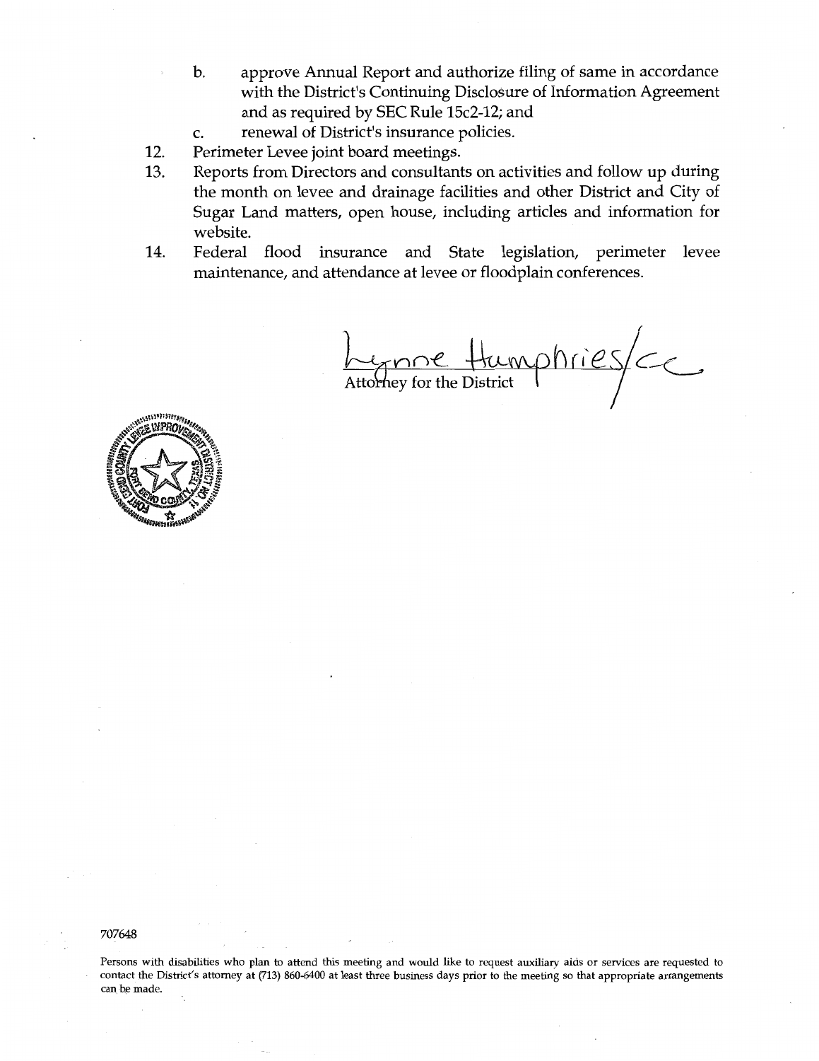b. approve Annual Report and authorize filing of same in accordance with the District's Continuing Disclosure of Information Agreement and as required by SEC Rule 15c2-12; and

c. renewal of District's insurance policies.

12. Perimeter Levee joint board meetings.
13. Reports from Directors and consultants on activities and follow up during the month on levee and drainage facilities and other District and City of Sugar Land matters, open house, including articles and information for website.
14. Federal flood insurance and State legislation, perimeter levee maintenance, and attendance at levee or floodplain conferences.

Lynne Humphries/cc

Attorney for the District

707648

Persons with disabilities who plan to attend this meeting and would like to request auxiliary aids or services are requested to contact the District's attorney at (713) 860-6400 at least three business days prior to the meeting so that appropriate arrangements can be made.